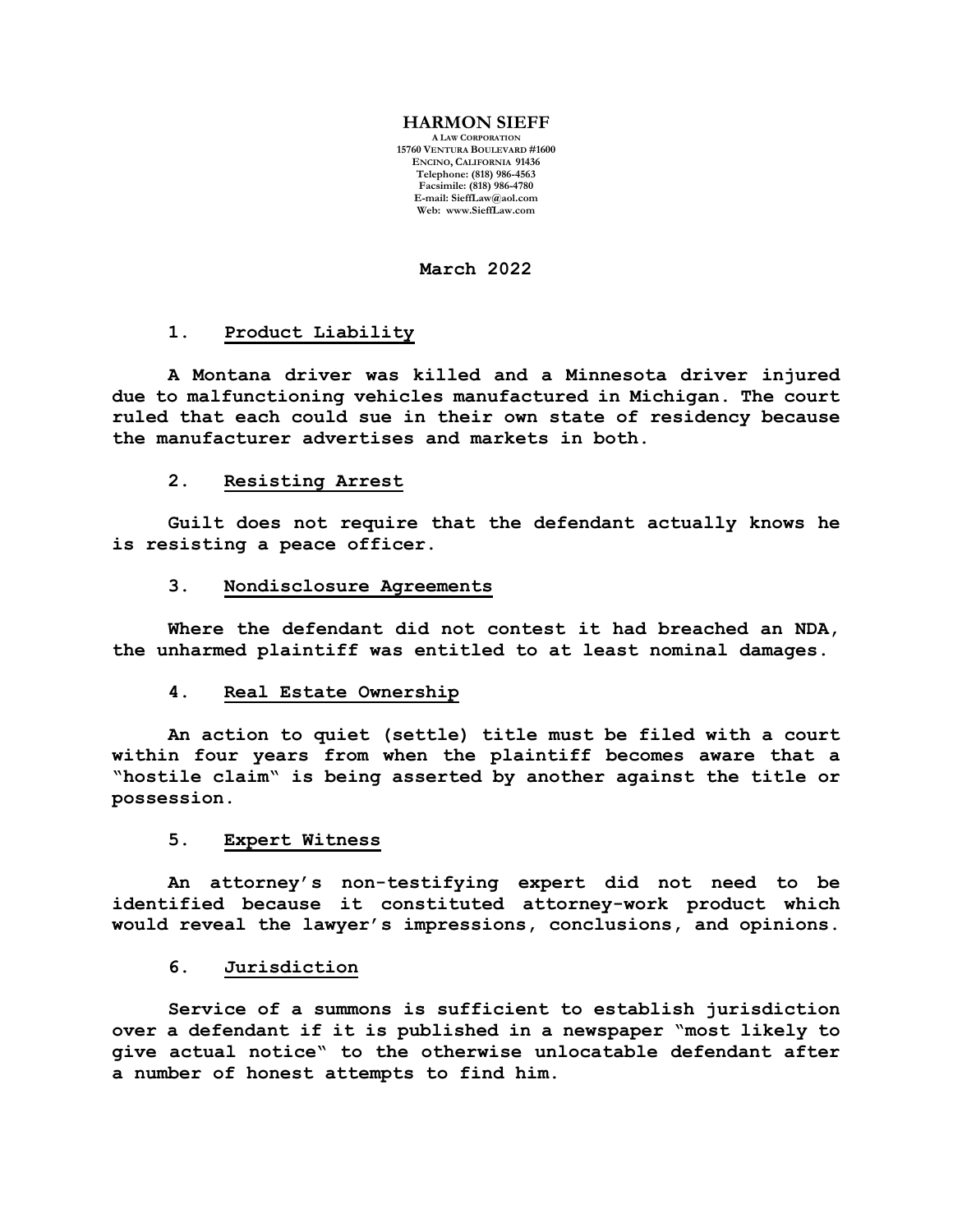**HARMON SIEFF**
A LAW CORPORATION
15760 VENTURA BOULEVARD #1600
ENCINO, CALIFORNIA 91436
Telephone: (818) 986-4563
Facsimile: (818) 986-4780
E-mail: SieffLaw@aol.com
Web: www.SieffLaw.com

**March 2022**

**1. Product Liability**

**A Montana driver was killed and a Minnesota driver injured due to malfunctioning vehicles manufactured in Michigan. The court ruled that each could sue in their own state of residency because the manufacturer advertises and markets in both.**

**2. Resisting Arrest**

**Guilt does not require that the defendant actually knows he is resisting a peace officer.**

**3. Nondisclosure Agreements**

**Where the defendant did not contest it had breached an NDA, the unharmed plaintiff was entitled to at least nominal damages.**

**4. Real Estate Ownership**

**An action to quiet (settle) title must be filed with a court within four years from when the plaintiff becomes aware that a "hostile claim" is being asserted by another against the title or possession.**

**5. Expert Witness**

**An attorney's non-testifying expert did not need to be identified because it constituted attorney-work product which would reveal the lawyer's impressions, conclusions, and opinions.**

**6. Jurisdiction**

**Service of a summons is sufficient to establish jurisdiction over a defendant if it is published in a newspaper "most likely to give actual notice" to the otherwise unlocatable defendant after a number of honest attempts to find him.**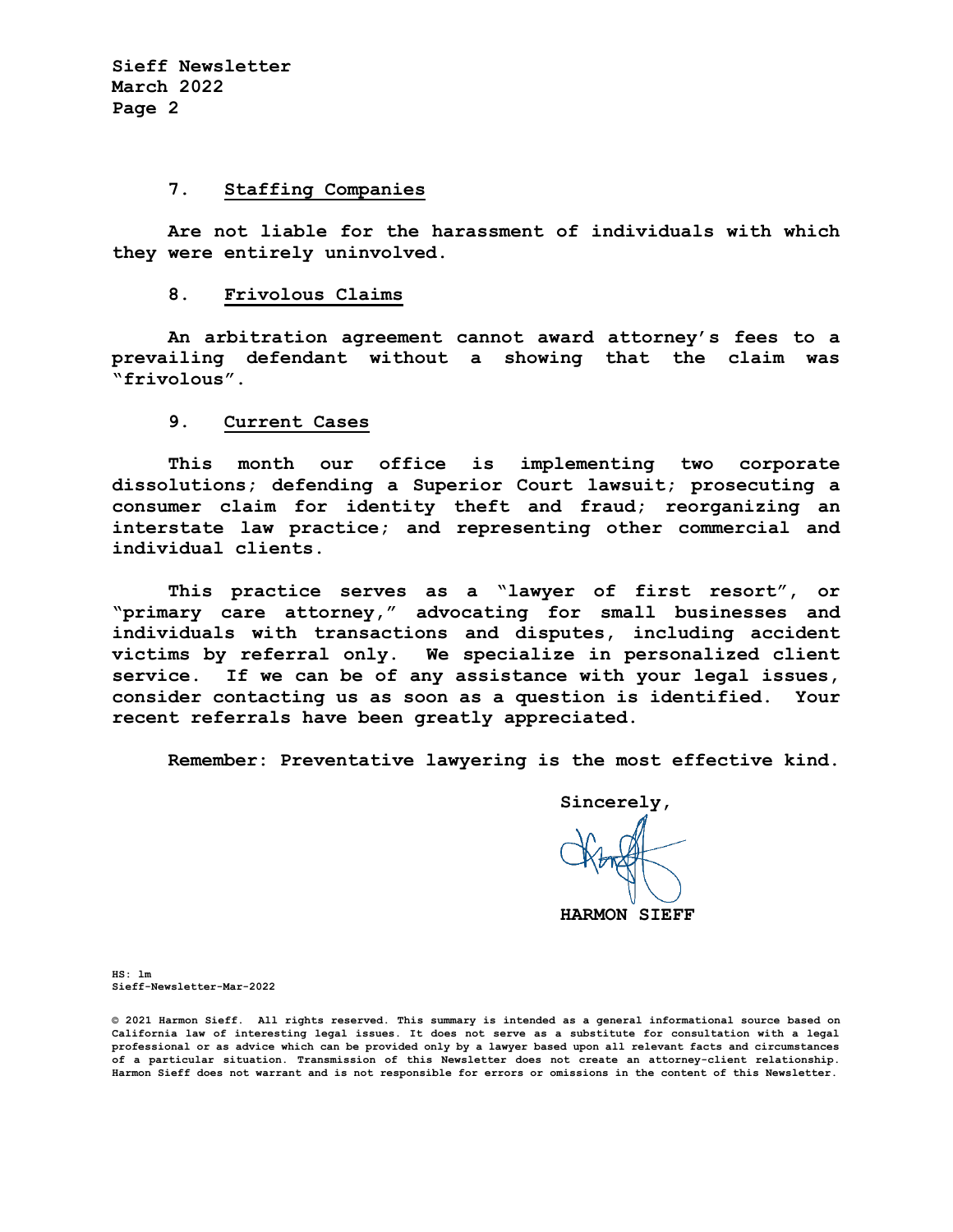### 7. Staffing Companies

**Are not liable for the harassment of individuals with which they were entirely uninvolved.**

### 8. Frivolous Claims

**An arbitration agreement cannot award attorney's fees to a prevailing defendant without a showing that the claim was "frivolous".**

### 9. Current Cases

**This month our office is implementing two corporate dissolutions; defending a Superior Court lawsuit; prosecuting a consumer claim for identity theft and fraud; reorganizing an interstate law practice; and representing other commercial and individual clients.**

**This practice serves as a "lawyer of first resort", or "primary care attorney," advocating for small businesses and individuals with transactions and disputes, including accident victims by referral only. We specialize in personalized client service. If we can be of any assistance with your legal issues, consider contacting us as soon as a question is identified. Your recent referrals have been greatly appreciated.**

**Remember: Preventative lawyering is the most effective kind.**

**Sincerely,**

**HARMON SIEFF**

**HS: lm**
**Sieff-Newsletter-Mar-2022**

**© 2021 Harmon Sieff. All rights reserved. This summary is intended as a general informational source based on California law of interesting legal issues. It does not serve as a substitute for consultation with a legal professional or as advice which can be provided only by a lawyer based upon all relevant facts and circumstances of a particular situation. Transmission of this Newsletter does not create an attorney-client relationship. Harmon Sieff does not warrant and is not responsible for errors or omissions in the content of this Newsletter.**